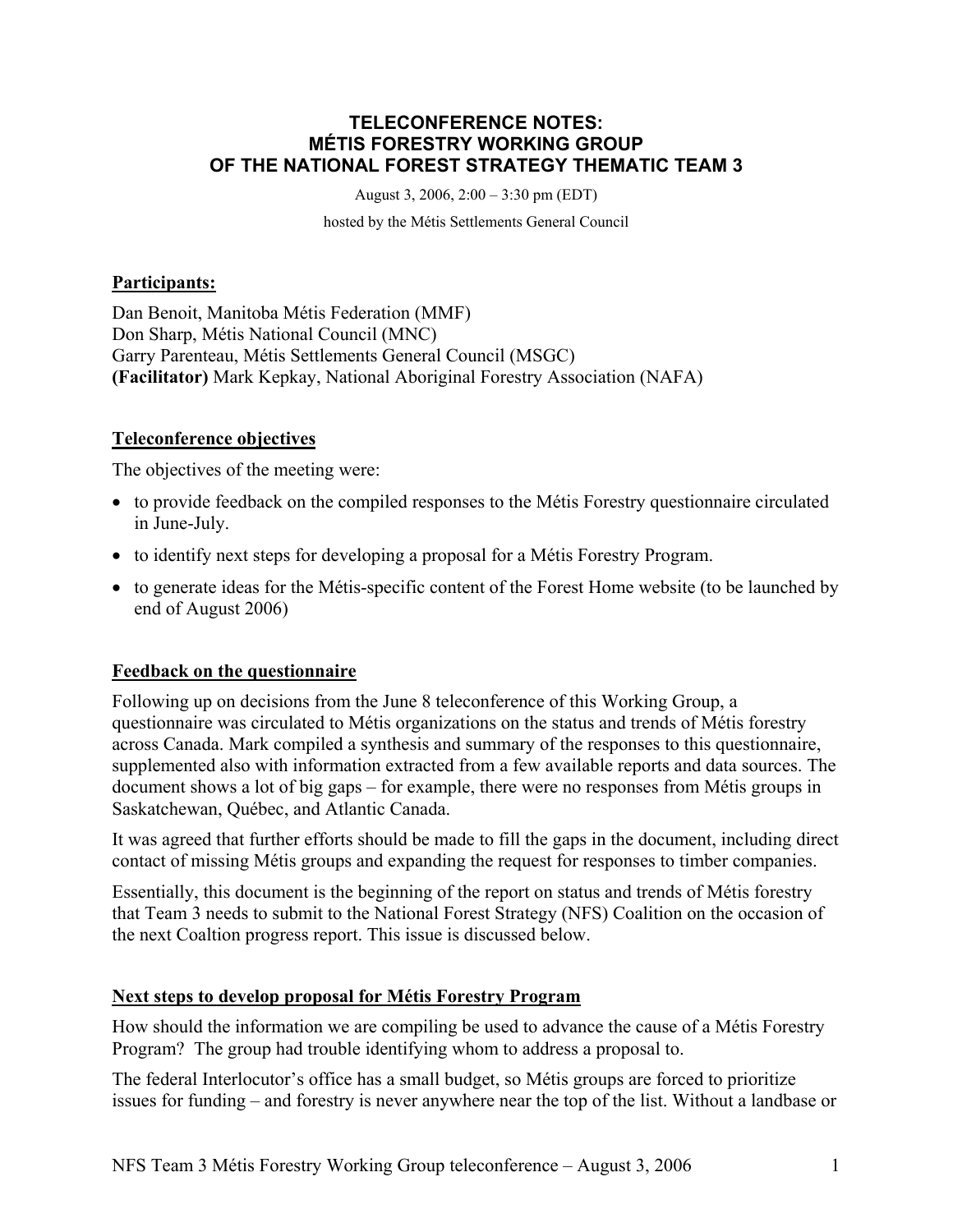# TELECONFERENCE NOTES: MÉTIS FORESTRY WORKING GROUP OF THE NATIONAL FOREST STRATEGY THEMATIC TEAM 3

August 3, 2006, 2:00 – 3:30 pm (EDT)

hosted by the Métis Settlements General Council

## Participants:

Dan Benoit, Manitoba Métis Federation (MMF)
Don Sharp, Métis National Council (MNC)
Garry Parenteau, Métis Settlements General Council (MSGC)
**(Facilitator)** Mark Kepkay, National Aboriginal Forestry Association (NAFA)

## Teleconference objectives

The objectives of the meeting were:

- to provide feedback on the compiled responses to the Métis Forestry questionnaire circulated in June-July.
- to identify next steps for developing a proposal for a Métis Forestry Program.
- to generate ideas for the Métis-specific content of the Forest Home website (to be launched by end of August 2006)

## Feedback on the questionnaire

Following up on decisions from the June 8 teleconference of this Working Group, a questionnaire was circulated to Métis organizations on the status and trends of Métis forestry across Canada. Mark compiled a synthesis and summary of the responses to this questionnaire, supplemented also with information extracted from a few available reports and data sources. The document shows a lot of big gaps – for example, there were no responses from Métis groups in Saskatchewan, Québec, and Atlantic Canada.

It was agreed that further efforts should be made to fill the gaps in the document, including direct contact of missing Métis groups and expanding the request for responses to timber companies.

Essentially, this document is the beginning of the report on status and trends of Métis forestry that Team 3 needs to submit to the National Forest Strategy (NFS) Coalition on the occasion of the next Coaltion progress report. This issue is discussed below.

## Next steps to develop proposal for Métis Forestry Program

How should the information we are compiling be used to advance the cause of a Métis Forestry Program? The group had trouble identifying whom to address a proposal to.

The federal Interlocutor's office has a small budget, so Métis groups are forced to prioritize issues for funding – and forestry is never anywhere near the top of the list. Without a landbase or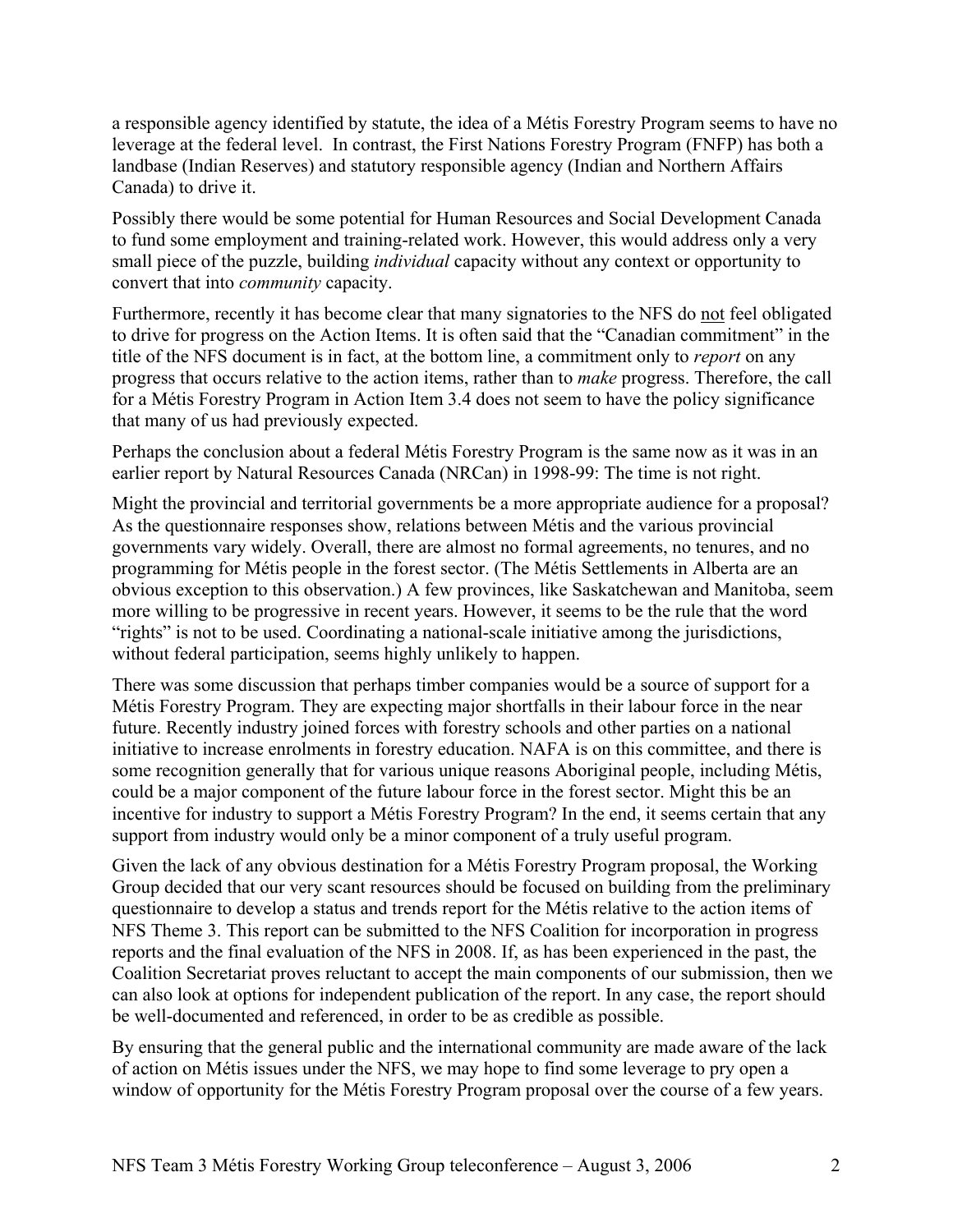a responsible agency identified by statute, the idea of a Métis Forestry Program seems to have no leverage at the federal level. In contrast, the First Nations Forestry Program (FNFP) has both a landbase (Indian Reserves) and statutory responsible agency (Indian and Northern Affairs Canada) to drive it.

Possibly there would be some potential for Human Resources and Social Development Canada to fund some employment and training-related work. However, this would address only a very small piece of the puzzle, building *individual* capacity without any context or opportunity to convert that into *community* capacity.

Furthermore, recently it has become clear that many signatories to the NFS do <u>not</u> feel obligated to drive for progress on the Action Items. It is often said that the "Canadian commitment" in the title of the NFS document is in fact, at the bottom line, a commitment only to *report* on any progress that occurs relative to the action items, rather than to *make* progress. Therefore, the call for a Métis Forestry Program in Action Item 3.4 does not seem to have the policy significance that many of us had previously expected.

Perhaps the conclusion about a federal Métis Forestry Program is the same now as it was in an earlier report by Natural Resources Canada (NRCan) in 1998-99: The time is not right.

Might the provincial and territorial governments be a more appropriate audience for a proposal? As the questionnaire responses show, relations between Métis and the various provincial governments vary widely. Overall, there are almost no formal agreements, no tenures, and no programming for Métis people in the forest sector. (The Métis Settlements in Alberta are an obvious exception to this observation.) A few provinces, like Saskatchewan and Manitoba, seem more willing to be progressive in recent years. However, it seems to be the rule that the word "rights" is not to be used. Coordinating a national-scale initiative among the jurisdictions, without federal participation, seems highly unlikely to happen.

There was some discussion that perhaps timber companies would be a source of support for a Métis Forestry Program. They are expecting major shortfalls in their labour force in the near future. Recently industry joined forces with forestry schools and other parties on a national initiative to increase enrolments in forestry education. NAFA is on this committee, and there is some recognition generally that for various unique reasons Aboriginal people, including Métis, could be a major component of the future labour force in the forest sector. Might this be an incentive for industry to support a Métis Forestry Program? In the end, it seems certain that any support from industry would only be a minor component of a truly useful program.

Given the lack of any obvious destination for a Métis Forestry Program proposal, the Working Group decided that our very scant resources should be focused on building from the preliminary questionnaire to develop a status and trends report for the Métis relative to the action items of NFS Theme 3. This report can be submitted to the NFS Coalition for incorporation in progress reports and the final evaluation of the NFS in 2008. If, as has been experienced in the past, the Coalition Secretariat proves reluctant to accept the main components of our submission, then we can also look at options for independent publication of the report. In any case, the report should be well-documented and referenced, in order to be as credible as possible.

By ensuring that the general public and the international community are made aware of the lack of action on Métis issues under the NFS, we may hope to find some leverage to pry open a window of opportunity for the Métis Forestry Program proposal over the course of a few years.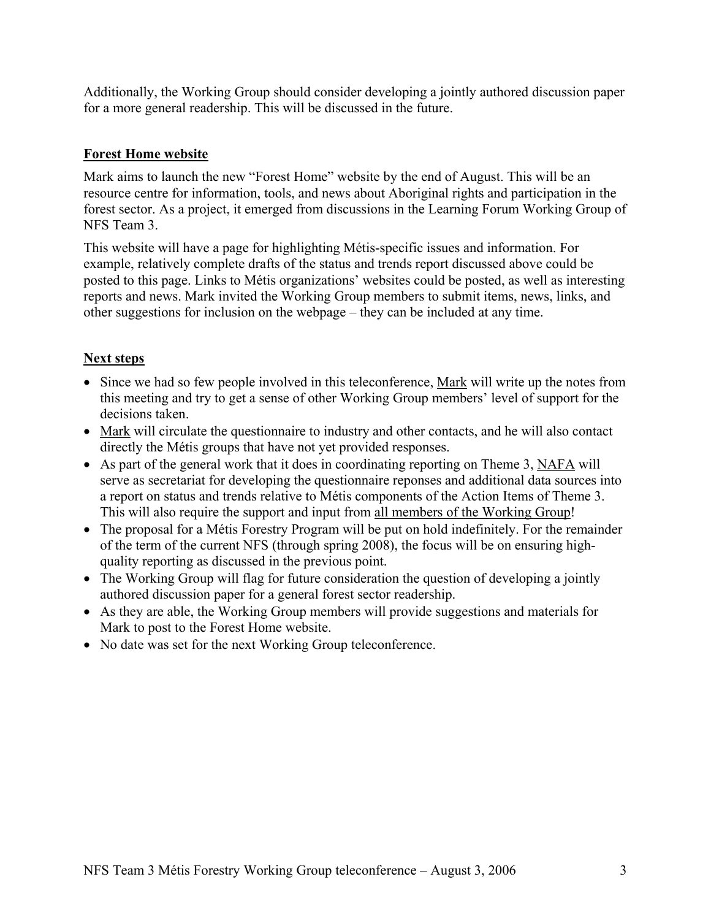Additionally, the Working Group should consider developing a jointly authored discussion paper for a more general readership. This will be discussed in the future.

## Forest Home website

Mark aims to launch the new "Forest Home" website by the end of August. This will be an resource centre for information, tools, and news about Aboriginal rights and participation in the forest sector. As a project, it emerged from discussions in the Learning Forum Working Group of NFS Team 3.

This website will have a page for highlighting Métis-specific issues and information. For example, relatively complete drafts of the status and trends report discussed above could be posted to this page. Links to Métis organizations' websites could be posted, as well as interesting reports and news. Mark invited the Working Group members to submit items, news, links, and other suggestions for inclusion on the webpage – they can be included at any time.

## Next steps

- Since we had so few people involved in this teleconference, Mark will write up the notes from this meeting and try to get a sense of other Working Group members' level of support for the decisions taken.
- Mark will circulate the questionnaire to industry and other contacts, and he will also contact directly the Métis groups that have not yet provided responses.
- As part of the general work that it does in coordinating reporting on Theme 3, NAFA will serve as secretariat for developing the questionnaire reponses and additional data sources into a report on status and trends relative to Métis components of the Action Items of Theme 3. This will also require the support and input from all members of the Working Group!
- The proposal for a Métis Forestry Program will be put on hold indefinitely. For the remainder of the term of the current NFS (through spring 2008), the focus will be on ensuring high-quality reporting as discussed in the previous point.
- The Working Group will flag for future consideration the question of developing a jointly authored discussion paper for a general forest sector readership.
- As they are able, the Working Group members will provide suggestions and materials for Mark to post to the Forest Home website.
- No date was set for the next Working Group teleconference.